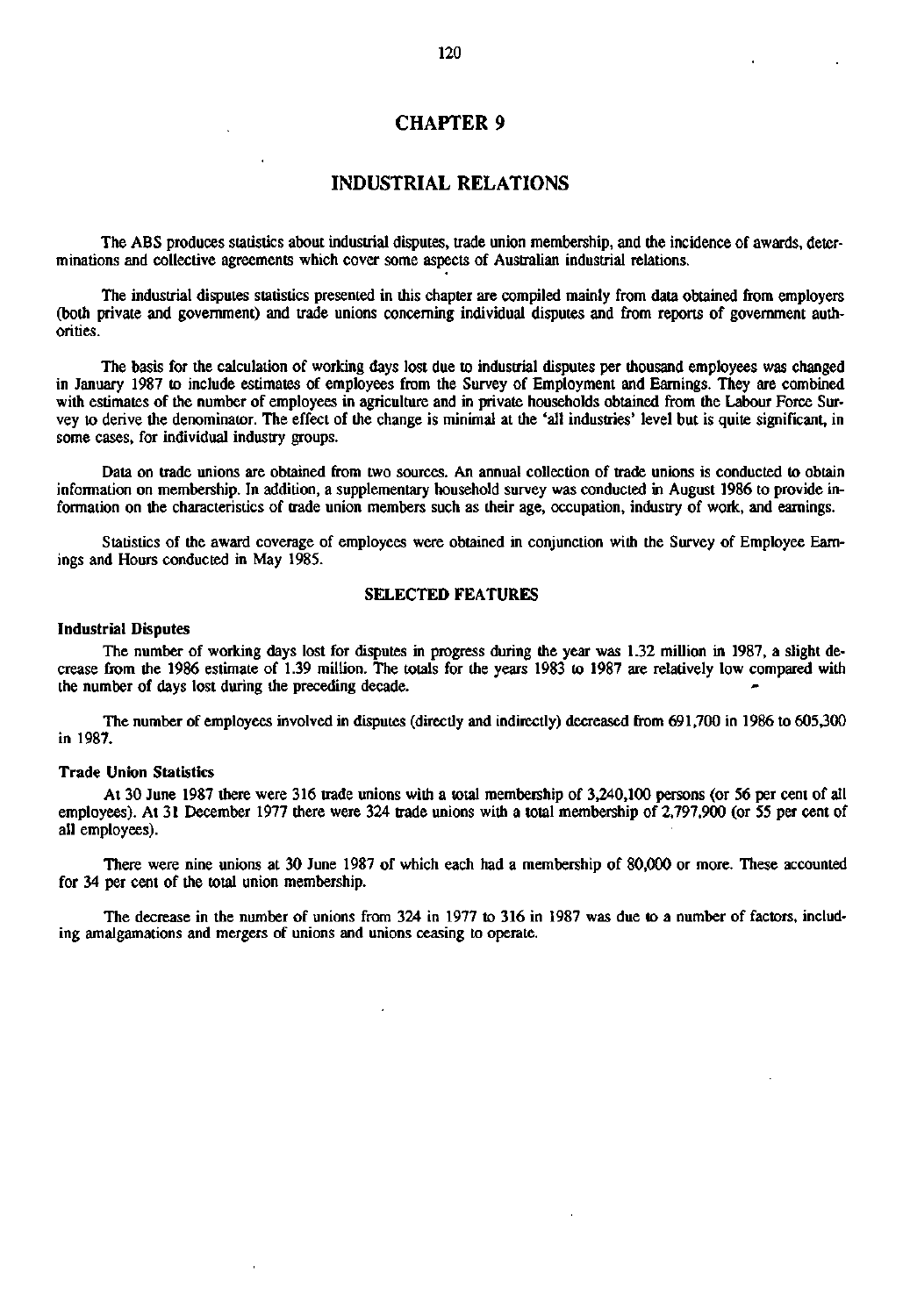# CHAPTER 9

## INDUSTRIAL RELATIONS

The ABS produces statistics about industrial disputes, trade union membership, and the incidence of awards, determinations and collective agreements which cover some aspects of Australian industrial relations.

The industrial disputes statistics presented in this chapter are compiled mainly from data obtained from employers (both private and government) and trade unions concerning individual disputes and from reports of government authorities.

The basis for the calculation of working days lost due to industrial disputes per thousand employees was changed in January 1987 to include estimates of employees from the Survey of Employment and Earnings. They are combined with estimates of the number of employees in agriculture and in private households obtained from the Labour Force Survey to derive the denominator. The effect of the change is minimal at the 'all industries' level but is quite significant, in some cases, for individual industry groups.

Data on trade unions are obtained from two sources. An annual collection of trade unions is conducted to obtain information on membership. In addition, a supplementary household survey was conducted in August 1986 to provide information on the characteristics of trade union members such as their age, occupation, industry of work, and earnings.

Statistics of the award coverage of employees were obtained in conjunction with the Survey of Employee Earnings and Hours conducted in May 1985.

### SELECTED FEATURES

#### Industrial Disputes

The number of working days lost for disputes in progress during the year was 1.32 million in 1987, a slight decrease from the 1986 estimate of 1.39 million. The totals for the years 1983 to 1987 are relatively low compared with the number of days lost during the preceding decade.

The number of employees involved in disputes (directly and indirectly) decreased from 691,700 in 1986 to 605,300 in 1987.

#### Trade Union Statistics

At 30 June 1987 there were 316 trade unions with a total membership of 3,240,100 persons (or 56 per cent of all employees). At 31 December 1977 there were 324 trade unions with a total membership of 2,797,900 (or 55 per cent of all employees).

There were nine unions at 30 June 1987 of which each had a membership of 80,000 or more. These accounted for 34 per cent of the total union membership.

The decrease in the number of unions from 324 in 1977 to 316 in 1987 was due to a number of factors, including amalgamations and mergers of unions and unions ceasing to operate.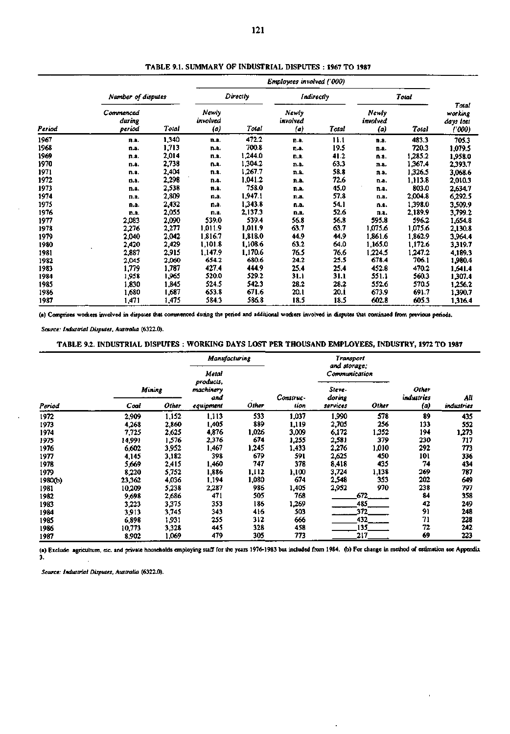## TABLE 9.1. SUMMARY OF INDUSTRIAL DISPUTES : 1967 TO 1987

| | Number of disputes | | Employees involved ('000) | | | | | | |
|---|---|---|---|---|---|---|---|---|---|
| | | | Directly | | Indirectly | | Total | | |
| Period | Commenced during period | Total | Newly involved (a) | Total | Newly involved (a) | Total | Newly involved (a) | Total | Total working days lost ('000) |
| 1967 | n.a. | 1,340 | n.a. | 472.2 | n.a. | 11.1 | n.a. | 483.3 | 705.3 |
| 1968 | n.a. | 1,713 | n.a. | 700.8 | n.a. | 19.5 | n.a. | 720.3 | 1,079.5 |
| 1969 | n.a. | 2,014 | n.a. | 1,244.0 | n.a. | 41.2 | n.a. | 1,285.2 | 1,958.0 |
| 1970 | n.a. | 2,738 | n.a. | 1,304.2 | n.a. | 63.3 | n.a. | 1,367.4 | 2,393.7 |
| 1971 | n.a. | 2,404 | n.a. | 1,267.7 | n.a. | 58.8 | n.a. | 1,326.5 | 3,068.6 |
| 1972 | n.a. | 2,298 | n.a. | 1,041.2 | n.a. | 72.6 | n.a. | 1,113.8 | 2,010.3 |
| 1973 | n.a. | 2,538 | n.a. | 758.0 | n.a. | 45.0 | n.a. | 803.0 | 2,634.7 |
| 1974 | n.a. | 2,809 | n.a. | 1,947.1 | n.a. | 57.8 | n.a. | 2,004.8 | 6,292.5 |
| 1975 | n.a. | 2,432 | n.a. | 1,343.8 | n.a. | 54.1 | n.a. | 1,398.0 | 3,509.9 |
| 1976 | n.a. | 2,055 | n.a. | 2,137.3 | n.a. | 52.6 | n.a. | 2,189.9 | 3,799.2 |
| 1977 | 2,083 | 2,090 | 539.0 | 539.4 | 56.8 | 56.8 | 595.8 | 596.2 | 1,654.8 |
| 1978 | 2,276 | 2,277 | 1,011.9 | 1,011.9 | 63.7 | 63.7 | 1,075.6 | 1,075.6 | 2,130.8 |
| 1979 | 2,040 | 2,042 | 1,816.7 | 1,818.0 | 44.9 | 44.9 | 1,861.6 | 1,862.9 | 3,964.4 |
| 1980 | 2,420 | 2,429 | 1,101.8 | 1,108.6 | 63.2 | 64.0 | 1,165.0 | 1,172.6 | 3,319.7 |
| 1981 | 2,887 | 2,915 | 1,147.9 | 1,170.6 | 76.5 | 76.6 | 1,224.5 | 1,247.2 | 4,189.3 |
| 1982 | 2,045 | 2,060 | 654.2 | 680.6 | 24.2 | 25.5 | 678.4 | 706.1 | 1,980.4 |
| 1983 | 1,779 | 1,787 | 427.4 | 444.9 | 25.4 | 25.4 | 452.8 | 470.2 | 1,641.4 |
| 1984 | 1,958 | 1,965 | 520.0 | 529.2 | 31.1 | 31.1 | 551.1 | 560.3 | 1,307.4 |
| 1985 | 1,830 | 1,845 | 524.5 | 542.3 | 28.2 | 28.2 | 552.6 | 570.5 | 1,256.2 |
| 1986 | 1,680 | 1,687 | 653.8 | 671.6 | 20.1 | 20.1 | 673.9 | 691.7 | 1,390.7 |
| 1987 | 1,471 | 1,475 | 584.3 | 586.8 | 18.5 | 18.5 | 602.8 | 605.3 | 1,316.4 |

(a) Comprises workers involved in disputes that commenced during the period and additional workers involved in disputes that continued from previous periods.

*Source: Industrial Disputes, Australia (6322.0).*

## TABLE 9.2. INDUSTRIAL DISPUTES : WORKING DAYS LOST PER THOUSAND EMPLOYEES, INDUSTRY, 1972 TO 1987

| | Mining | | Manufacturing | | | Transport and storage; Communication | | | |
|---|---|---|---|---|---|---|---|---|---|
| Period | Coal | Other | Metal products, machinery and equipment | Other | Construction | Stevedoring services | Other | Other industries (a) | All industries |
| 1972 | 2,909 | 1,152 | 1,113 | 533 | 1,037 | 1,990 | 578 | 89 | 435 |
| 1973 | 4,268 | 2,860 | 1,405 | 889 | 1,119 | 2,705 | 256 | 133 | 552 |
| 1974 | 7,725 | 2,625 | 4,876 | 1,026 | 3,009 | 6,172 | 1,352 | 194 | 1,273 |
| 1975 | 14,991 | 1,576 | 2,376 | 674 | 1,255 | 2,581 | 379 | 230 | 717 |
| 1976 | 6,602 | 3,952 | 1,467 | 1,245 | 1,433 | 2,276 | 1,010 | 292 | 773 |
| 1977 | 4,145 | 3,182 | 398 | 679 | 591 | 2,625 | 450 | 101 | 336 |
| 1978 | 5,669 | 2,415 | 1,460 | 747 | 378 | 8,418 | 435 | 74 | 434 |
| 1979 | 8,220 | 5,752 | 1,886 | 1,112 | 1,100 | 3,724 | 1,138 | 269 | 787 |
| 1980(b) | 23,362 | 4,036 | 1,194 | 1,080 | 674 | 2,548 | 353 | 202 | 649 |
| 1981 | 10,209 | 5,238 | 2,287 | 986 | 1,405 | 2,952 | 970 | 238 | 797 |
| 1982 | 9,698 | 2,686 | 471 | 505 | 768 | 672 | | 84 | 358 |
| 1983 | 3,223 | 3,375 | 353 | 186 | 1,269 | 485 | | 42 | 249 |
| 1984 | 3,913 | 3,745 | 343 | 416 | 503 | 372 | | 91 | 248 |
| 1985 | 6,898 | 1,931 | 255 | 312 | 666 | 432 | | 71 | 228 |
| 1986 | 10,773 | 3,328 | 445 | 328 | 458 | 135 | | 72 | 242 |
| 1987 | 8,902 | 1,069 | 479 | 305 | 773 | 217 | | 69 | 223 |

(a) Exclude agriculture, etc. and private households employing staff for the years 1976-1983 but included from 1984. (b) For change in method of estimation see Appendix 3.

*Source: Industrial Disputes, Australia (6322.0).*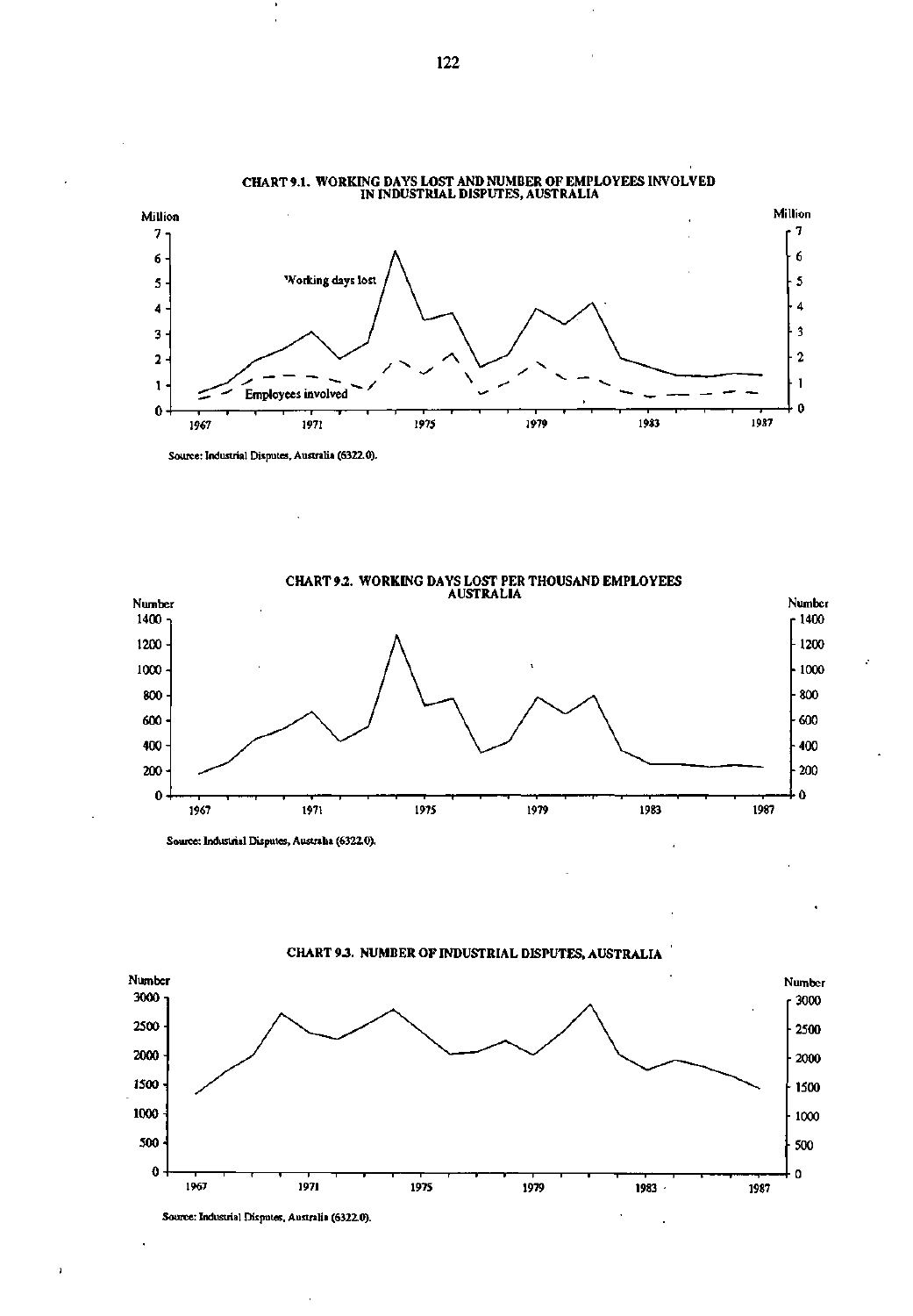**CHART 9.1. WORKING DAYS LOST AND NUMBER OF EMPLOYEES INVOLVED IN INDUSTRIAL DISPUTES, AUSTRALIA**

Source: Industrial Disputes, Australia (6322.0).

**CHART 9.2. WORKING DAYS LOST PER THOUSAND EMPLOYEES AUSTRALIA**

Source: Industrial Disputes, Australia (6322.0).

**CHART 9.3. NUMBER OF INDUSTRIAL DISPUTES, AUSTRALIA**

Source: Industrial Disputes, Australia (6322.0).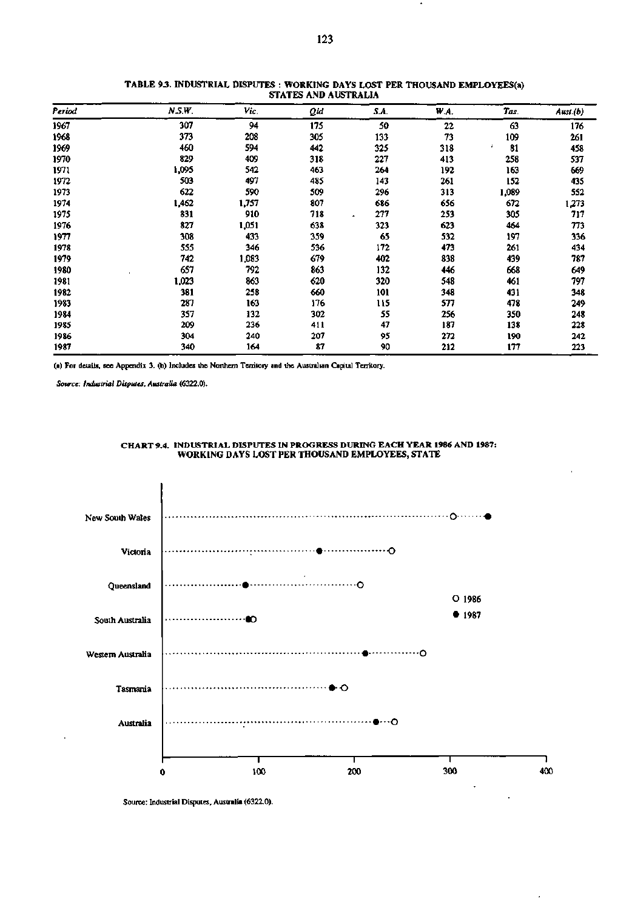**TABLE 9.3. INDUSTRIAL DISPUTES : WORKING DAYS LOST PER THOUSAND EMPLOYEES(a) STATES AND AUSTRALIA**

| Period | N.S.W. | Vic. | Qld | S.A. | W.A. | Tas. | Aust.(b) |
|---|---|---|---|---|---|---|---|
| 1967 | 307 | 94 | 175 | 50 | 22 | 63 | 176 |
| 1968 | 373 | 208 | 305 | 133 | 73 | 109 | 261 |
| 1969 | 460 | 594 | 442 | 325 | 318 | 81 | 458 |
| 1970 | 829 | 409 | 318 | 227 | 413 | 258 | 537 |
| 1971 | 1,095 | 542 | 463 | 264 | 192 | 163 | 669 |
| 1972 | 503 | 497 | 485 | 143 | 261 | 152 | 435 |
| 1973 | 622 | 590 | 509 | 296 | 313 | 1,089 | 552 |
| 1974 | 1,462 | 1,757 | 807 | 686 | 656 | 672 | 1,273 |
| 1975 | 831 | 910 | 718 | 277 | 253 | 305 | 717 |
| 1976 | 827 | 1,051 | 638 | 323 | 623 | 464 | 773 |
| 1977 | 308 | 433 | 359 | 65 | 532 | 197 | 336 |
| 1978 | 555 | 346 | 536 | 172 | 473 | 261 | 434 |
| 1979 | 742 | 1,083 | 679 | 402 | 838 | 439 | 787 |
| 1980 | 657 | 792 | 863 | 132 | 446 | 668 | 649 |
| 1981 | 1,023 | 863 | 620 | 320 | 548 | 461 | 797 |
| 1982 | 381 | 258 | 660 | 101 | 348 | 431 | 348 |
| 1983 | 287 | 163 | 176 | 115 | 577 | 478 | 249 |
| 1984 | 357 | 132 | 302 | 55 | 256 | 350 | 248 |
| 1985 | 209 | 236 | 411 | 47 | 187 | 138 | 228 |
| 1986 | 304 | 240 | 207 | 95 | 272 | 190 | 242 |
| 1987 | 340 | 164 | 87 | 90 | 212 | 177 | 223 |

(a) For details, see Appendix 3. (b) Includes the Northern Territory and the Australian Capital Territory.

*Source: Industrial Disputes, Australia (6322.0).*

**CHART 9.4. INDUSTRIAL DISPUTES IN PROGRESS DURING EACH YEAR 1986 AND 1987: WORKING DAYS LOST PER THOUSAND EMPLOYEES, STATE**

Source: Industrial Disputes, Australia (6322.0).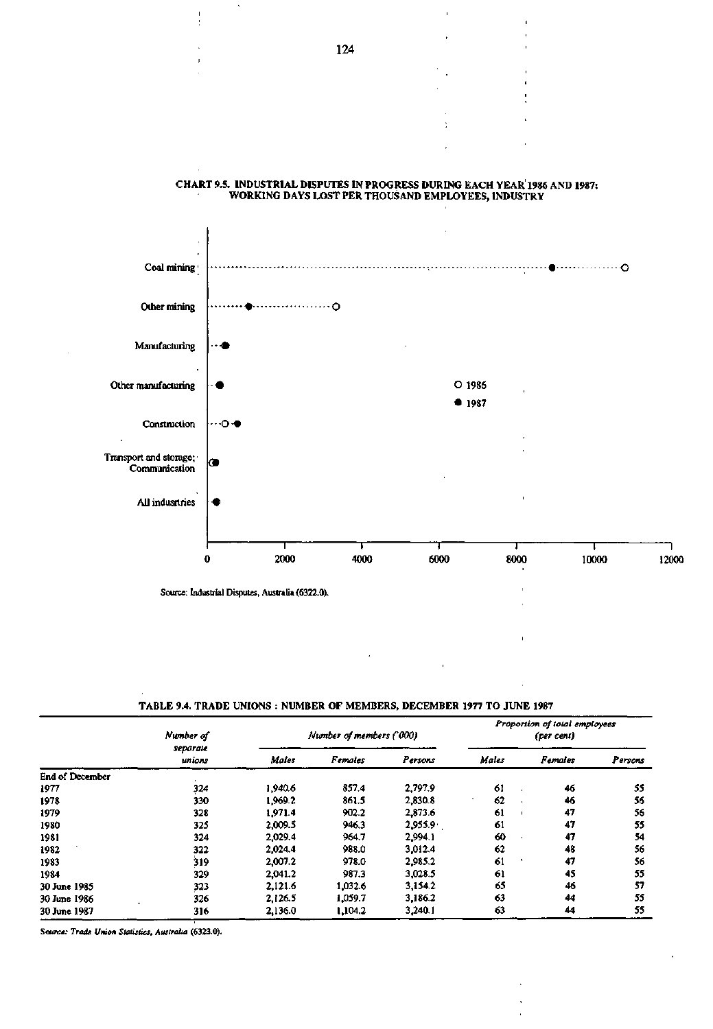## CHART 9.5. INDUSTRIAL DISPUTES IN PROGRESS DURING EACH YEAR 1986 AND 1987: WORKING DAYS LOST PER THOUSAND EMPLOYEES, INDUSTRY

Source: Industrial Disputes, Australia (6322.0).

## TABLE 9.4. TRADE UNIONS : NUMBER OF MEMBERS, DECEMBER 1977 TO JUNE 1987

| | *Number of separate unions* | *Number of members ('000)* | | | *Proportion of total employees (per cent)* | | |
|---|---|---|---|---|---|---|---|
| | | *Males* | *Females* | *Persons* | *Males* | *Females* | *Persons* |
| End of December | | | | | | | |
| 1977 | 324 | 1,940.6 | 857.4 | 2,797.9 | 61 | 46 | 55 |
| 1978 | 330 | 1,969.2 | 861.5 | 2,830.8 | 62 | 46 | 56 |
| 1979 | 328 | 1,971.4 | 902.2 | 2,873.6 | 61 | 47 | 56 |
| 1980 | 325 | 2,009.5 | 946.3 | 2,955.9 | 61 | 47 | 55 |
| 1981 | 324 | 2,029.4 | 964.7 | 2,994.1 | 60 | 47 | 54 |
| 1982 | 322 | 2,024.4 | 988.0 | 3,012.4 | 62 | 48 | 56 |
| 1983 | 319 | 2,007.2 | 978.0 | 2,985.2 | 61 | 47 | 56 |
| 1984 | 329 | 2,041.2 | 987.3 | 3,028.5 | 61 | 45 | 55 |
| 30 June 1985 | 323 | 2,121.6 | 1,032.6 | 3,154.2 | 65 | 46 | 57 |
| 30 June 1986 | 326 | 2,126.5 | 1,059.7 | 3,186.2 | 63 | 44 | 55 |
| 30 June 1987 | 316 | 2,136.0 | 1,104.2 | 3,240.1 | 63 | 44 | 55 |

*Source: Trade Union Statistics, Australia (6323.0).*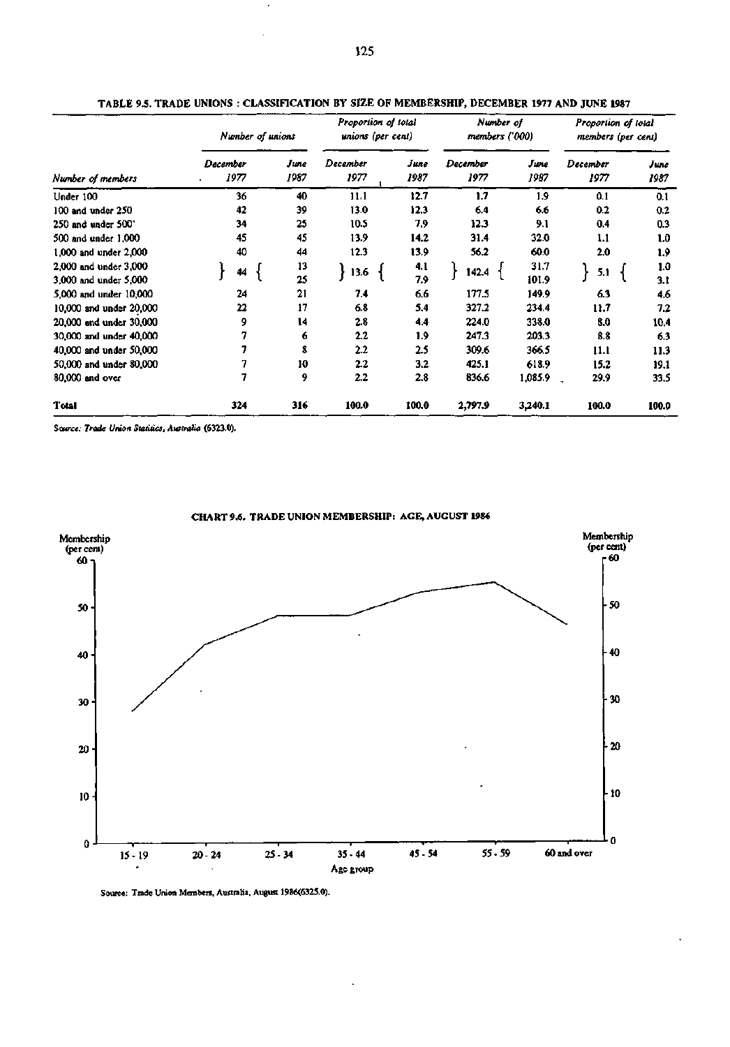**TABLE 9.5. TRADE UNIONS : CLASSIFICATION BY SIZE OF MEMBERSHIP, DECEMBER 1977 AND JUNE 1987**

| Number of members | Number of unions | | Proportion of total unions (per cent) | | Number of members ('000) | | Proportion of total members (per cent) | |
|---|---|---|---|---|---|---|---|---|
| | December 1977 | June 1987 | December 1977 | June 1987 | December 1977 | June 1987 | December 1977 | June 1987 |
| Under 100 | 36 | 40 | 11.1 | 12.7 | 1.7 | 1.9 | 0.1 | 0.1 |
| 100 and under 250 | 42 | 39 | 13.0 | 12.3 | 6.4 | 6.6 | 0.2 | 0.2 |
| 250 and under 500 | 34 | 25 | 10.5 | 7.9 | 12.3 | 9.1 | 0.4 | 0.3 |
| 500 and under 1,000 | 45 | 45 | 13.9 | 14.2 | 31.4 | 32.0 | 1.1 | 1.0 |
| 1,000 and under 2,000 | 40 | 44 | 12.3 | 13.9 | 56.2 | 60.0 | 2.0 | 1.9 |
| 2,000 and under 3,000 | 44 | 13 | 13.6 | 4.1 | 142.4 | 31.7 | 5.1 | 1.0 |
| 3,000 and under 5,000 | | 25 | | 7.9 | | 101.9 | | 3.1 |
| 5,000 and under 10,000 | 24 | 21 | 7.4 | 6.6 | 177.5 | 149.9 | 6.3 | 4.6 |
| 10,000 and under 20,000 | 22 | 17 | 6.8 | 5.4 | 327.2 | 234.4 | 11.7 | 7.2 |
| 20,000 and under 30,000 | 9 | 14 | 2.8 | 4.4 | 224.0 | 338.0 | 8.0 | 10.4 |
| 30,000 and under 40,000 | 7 | 6 | 2.2 | 1.9 | 247.3 | 203.3 | 8.8 | 6.3 |
| 40,000 and under 50,000 | 7 | 8 | 2.2 | 2.5 | 309.6 | 366.5 | 11.1 | 11.3 |
| 50,000 and under 80,000 | 7 | 10 | 2.2 | 3.2 | 425.1 | 618.9 | 15.2 | 19.1 |
| 80,000 and over | 7 | 9 | 2.2 | 2.8 | 836.6 | 1,085.9 | 29.9 | 33.5 |
| **Total** | **324** | **316** | **100.0** | **100.0** | **2,797.9** | **3,240.1** | **100.0** | **100.0** |

*Source: Trade Union Statistics, Australia (6323.0).*

**CHART 9.6. TRADE UNION MEMBERSHIP: AGE, AUGUST 1986**

Source: Trade Union Members, Australia, August 1986(6325.0).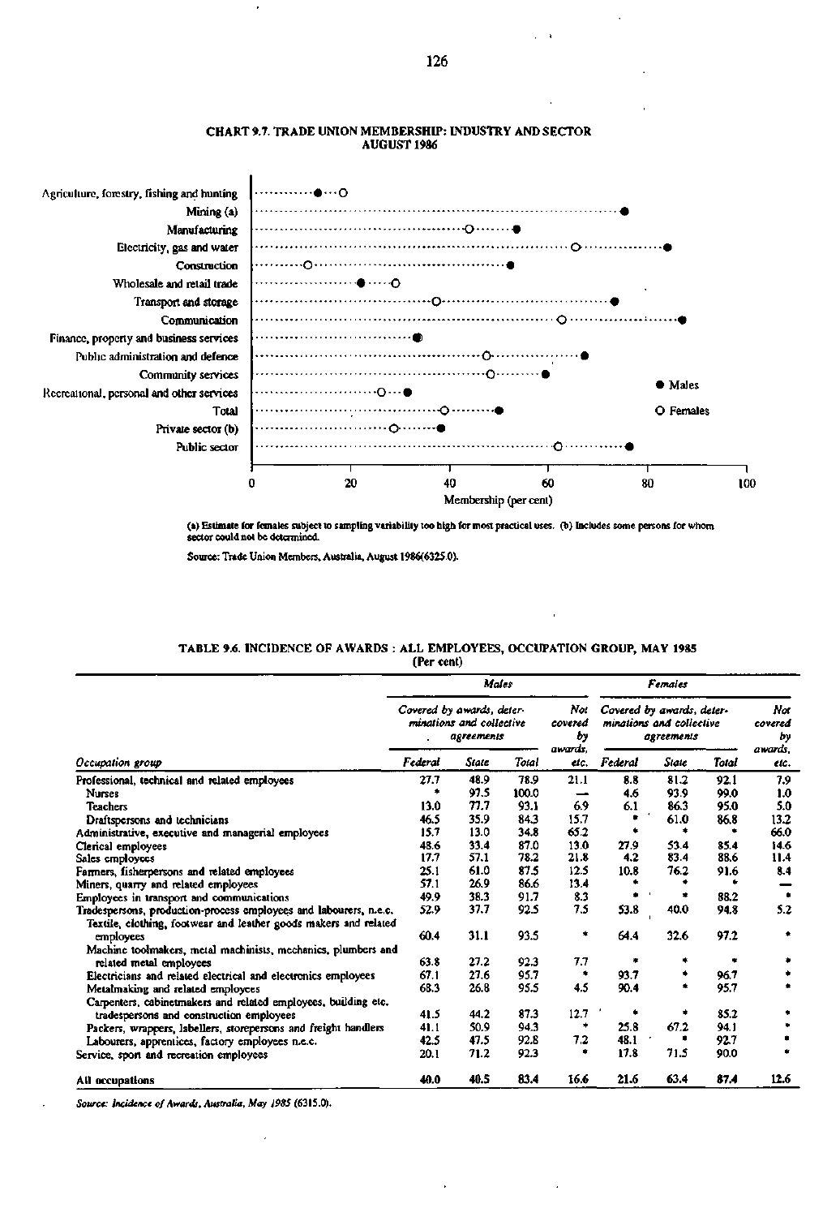## CHART 9.7. TRADE UNION MEMBERSHIP: INDUSTRY AND SECTOR AUGUST 1986

(a) Estimate for females subject to sampling variability too high for most practical uses. (b) Includes some persons for whom sector could not be determined.

Source: Trade Union Members, Australia, August 1986(6325.0).

## TABLE 9.6. INCIDENCE OF AWARDS : ALL EMPLOYEES, OCCUPATION GROUP, MAY 1985

(Per cent)

| | Males | | | | Females | | | |
|---|---|---|---|---|---|---|---|---|
| | Covered by awards, determinations and collective agreements | | | Not covered by awards, etc. | Covered by awards, determinations and collective agreements | | | Not covered by awards, etc. |
| Occupation group | Federal | State | Total | | Federal | State | Total | |
| Professional, technical and related employees | 27.7 | 48.9 | 78.9 | 21.1 | 8.8 | 81.2 | 92.1 | 7.9 |
| Nurses | * | 97.5 | 100.0 | — | 4.6 | 93.9 | 99.0 | 1.0 |
| Teachers | 13.0 | 77.7 | 93.1 | 6.9 | 6.1 | 86.3 | 95.0 | 5.0 |
| Draftspersons and technicians | 46.5 | 35.9 | 84.3 | 15.7 | * | 61.0 | 86.8 | 13.2 |
| Administrative, executive and managerial employees | 15.7 | 13.0 | 34.8 | 65.2 | * | * | * | 66.0 |
| Clerical employees | 48.6 | 33.4 | 87.0 | 13.0 | 27.9 | 53.4 | 85.4 | 14.6 |
| Sales employees | 17.7 | 57.1 | 78.2 | 21.8 | 4.2 | 83.4 | 88.6 | 11.4 |
| Farmers, fisherpersons and related employees | 25.1 | 61.0 | 87.5 | 12.5 | 10.8 | 76.2 | 91.6 | 8.4 |
| Miners, quarry and related employees | 57.1 | 26.9 | 86.6 | 13.4 | * | * | * | — |
| Employees in transport and communications | 49.9 | 38.3 | 91.7 | 8.3 | * | * | 88.2 | * |
| Tradespersons, production-process employees and labourers, n.e.c. | 52.9 | 37.7 | 92.5 | 7.5 | 53.8 | 40.0 | 94.8 | 5.2 |
| Textile, clothing, footwear and leather goods makers and related employees | 60.4 | 31.1 | 93.5 | * | 64.4 | 32.6 | 97.2 | * |
| Machine toolmakers, metal machinists, mechanics, plumbers and related metal employees | 63.8 | 27.2 | 92.3 | 7.7 | * | * | * | * |
| Electricians and related electrical and electronics employees | 67.1 | 27.6 | 95.7 | * | 93.7 | * | 96.7 | * |
| Metalmaking and related employees | 68.3 | 26.8 | 95.5 | 4.5 | 90.4 | * | 95.7 | * |
| Carpenters, cabinetmakers and related employees, building etc. tradespersons and construction employees | 41.5 | 44.2 | 87.3 | 12.7 | * | * | 85.2 | * |
| Packers, wrappers, labellers, storepersons and freight handlers | 41.1 | 50.9 | 94.3 | * | 25.8 | 67.2 | 94.1 | * |
| Labourers, apprentices, factory employees n.e.c. | 42.5 | 47.5 | 92.8 | 7.2 | 48.1 | * | 92.7 | * |
| Service, sport and recreation employees | 20.1 | 71.2 | 92.3 | * | 17.8 | 71.5 | 90.0 | * |
| All occupations | 40.0 | 40.5 | 83.4 | 16.6 | 21.6 | 63.4 | 87.4 | 12.6 |

*Source: Incidence of Awards, Australia, May 1985* (6315.0).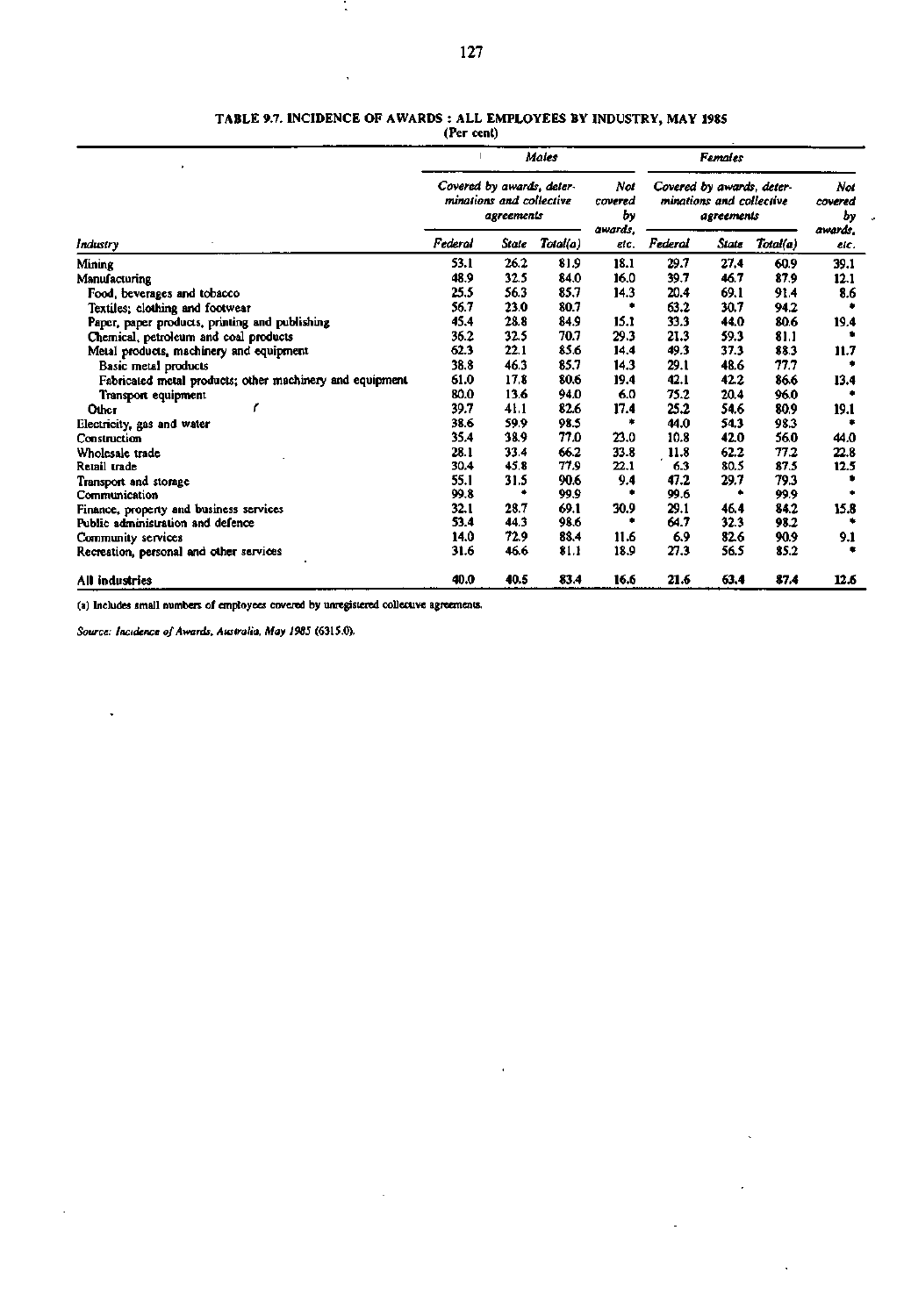**TABLE 9.7. INCIDENCE OF AWARDS : ALL EMPLOYEES BY INDUSTRY, MAY 1985**

(Per cent)

| | Males | | | | Females | | | |
|---|---|---|---|---|---|---|---|---|
| | Covered by awards, determinations and collective agreements | | | Not covered by awards, etc. | Covered by awards, determinations and collective agreements | | | Not covered by awards, etc. |
| Industry | Federal | State | Total(a) | | Federal | State | Total(a) | |
| Mining | 53.1 | 26.2 | 81.9 | 18.1 | 29.7 | 27.4 | 60.9 | 39.1 |
| Manufacturing | 48.9 | 32.5 | 84.0 | 16.0 | 39.7 | 46.7 | 87.9 | 12.1 |
| Food, beverages and tobacco | 25.5 | 56.3 | 85.7 | 14.3 | 20.4 | 69.1 | 91.4 | 8.6 |
| Textiles; clothing and footwear | 56.7 | 23.0 | 80.7 | * | 63.2 | 30.7 | 94.2 | * |
| Paper, paper products, printing and publishing | 45.4 | 28.8 | 84.9 | 15.1 | 33.3 | 44.0 | 80.6 | 19.4 |
| Chemical, petroleum and coal products | 36.2 | 32.5 | 70.7 | 29.3 | 21.3 | 59.3 | 81.1 | * |
| Metal products, machinery and equipment | 62.3 | 22.1 | 85.6 | 14.4 | 49.3 | 37.3 | 88.3 | 11.7 |
| Basic metal products | 38.8 | 46.3 | 85.7 | 14.3 | 29.1 | 48.6 | 77.7 | * |
| Fabricated metal products; other machinery and equipment | 61.0 | 17.8 | 80.6 | 19.4 | 42.1 | 42.2 | 86.6 | 13.4 |
| Transport equipment | 80.0 | 13.6 | 94.0 | 6.0 | 75.2 | 20.4 | 96.0 | * |
| Other | 39.7 | 41.1 | 82.6 | 17.4 | 25.2 | 54.6 | 80.9 | 19.1 |
| Electricity, gas and water | 38.6 | 59.9 | 98.5 | * | 44.0 | 54.3 | 98.3 | * |
| Construction | 35.4 | 38.9 | 77.0 | 23.0 | 10.8 | 42.0 | 56.0 | 44.0 |
| Wholesale trade | 28.1 | 33.4 | 66.2 | 33.8 | 11.8 | 62.2 | 77.2 | 22.8 |
| Retail trade | 30.4 | 45.8 | 77.9 | 22.1 | 6.3 | 80.5 | 87.5 | 12.5 |
| Transport and storage | 55.1 | 31.5 | 90.6 | 9.4 | 47.2 | 29.7 | 79.3 | * |
| Communication | 99.8 | * | 99.9 | * | 99.6 | * | 99.9 | * |
| Finance, property and business services | 32.1 | 28.7 | 69.1 | 30.9 | 29.1 | 46.4 | 84.2 | 15.8 |
| Public administration and defence | 53.4 | 44.3 | 98.6 | * | 64.7 | 32.3 | 98.2 | * |
| Community services | 14.0 | 72.9 | 88.4 | 11.6 | 6.9 | 82.6 | 90.9 | 9.1 |
| Recreation, personal and other services | 31.6 | 46.6 | 81.1 | 18.9 | 27.3 | 56.5 | 85.2 | * |
| **All industries** | **40.0** | **40.5** | **83.4** | **16.6** | **21.6** | **63.4** | **87.4** | **12.6** |

(a) Includes small numbers of employees covered by unregistered collective agreements.

*Source: Incidence of Awards, Australia, May 1985* (6315.0).